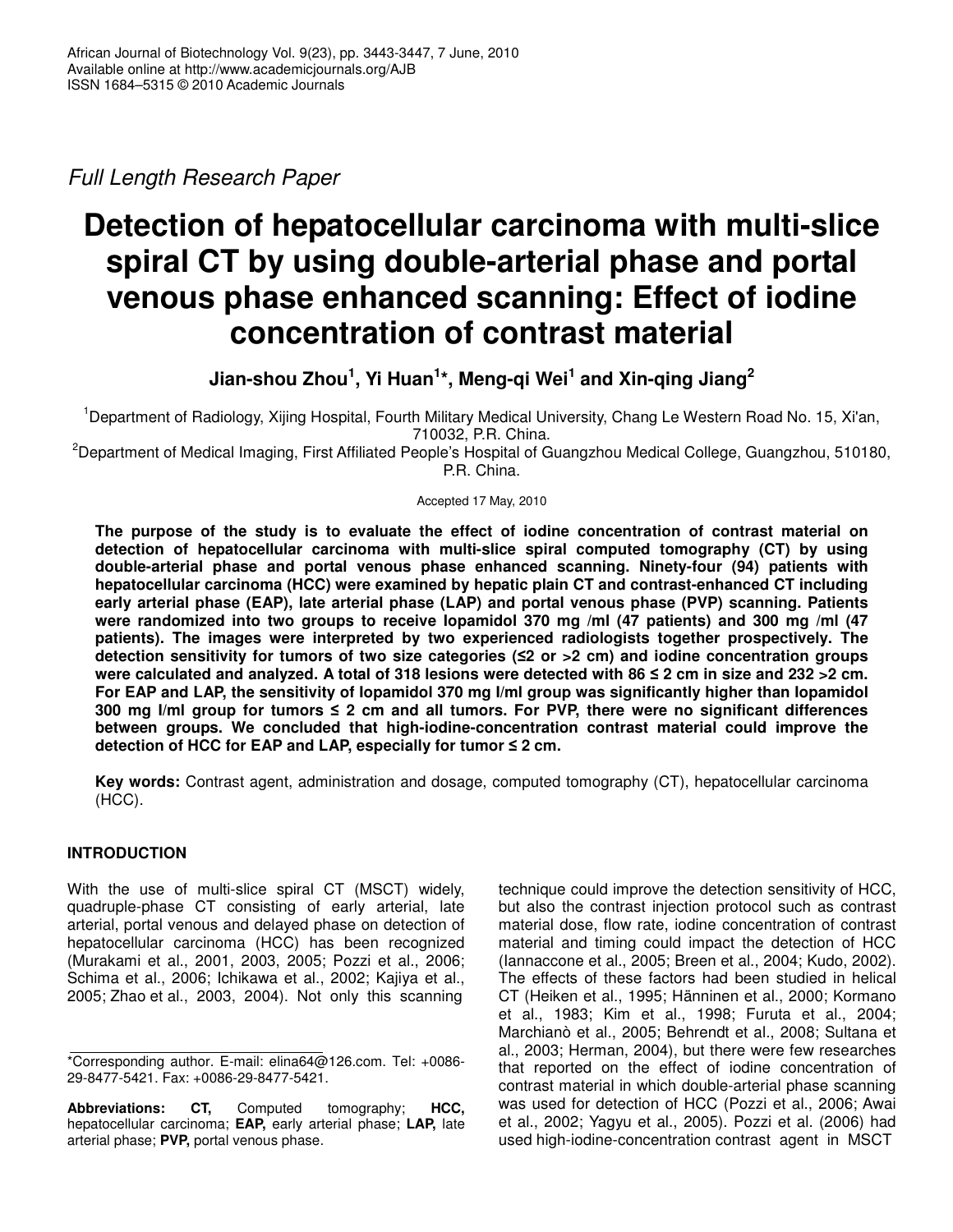Full Length Research Paper

# Detection of hepatocellular carcinoma with multi-slice spiral CT by using double-arterial phase and portal venous phase enhanced scanning: Effect of iodine concentration of contrast material

**Jian-shou Zhou[1], Yi Huan[1]\*, Meng-qi Wei[1] and Xin-qing Jiang[2]**

[1]Department of Radiology, Xijing Hospital, Fourth Military Medical University, Chang Le Western Road No. 15, Xi'an, 710032, P.R. China.

[2]Department of Medical Imaging, First Affiliated People's Hospital of Guangzhou Medical College, Guangzhou, 510180, P.R. China.

Accepted 17 May, 2010

**The purpose of the study is to evaluate the effect of iodine concentration of contrast material on detection of hepatocellular carcinoma with multi-slice spiral computed tomography (CT) by using double-arterial phase and portal venous phase enhanced scanning. Ninety-four (94) patients with hepatocellular carcinoma (HCC) were examined by hepatic plain CT and contrast-enhanced CT including early arterial phase (EAP), late arterial phase (LAP) and portal venous phase (PVP) scanning. Patients were randomized into two groups to receive Iopamidol 370 mg /ml (47 patients) and 300 mg /ml (47 patients). The images were interpreted by two experienced radiologists together prospectively. The detection sensitivity for tumors of two size categories (≤2 or >2 cm) and iodine concentration groups were calculated and analyzed. A total of 318 lesions were detected with 86 ≤ 2 cm in size and 232 >2 cm. For EAP and LAP, the sensitivity of Iopamidol 370 mg I/ml group was significantly higher than Iopamidol 300 mg I/ml group for tumors ≤ 2 cm and all tumors. For PVP, there were no significant differences between groups. We concluded that high-iodine-concentration contrast material could improve the detection of HCC for EAP and LAP, especially for tumor ≤ 2 cm.**

**Key words:** Contrast agent, administration and dosage, computed tomography (CT), hepatocellular carcinoma (HCC).

## INTRODUCTION

With the use of multi-slice spiral CT (MSCT) widely, quadruple-phase CT consisting of early arterial, late arterial, portal venous and delayed phase on detection of hepatocellular carcinoma (HCC) has been recognized (Murakami et al., 2001, 2003, 2005; Pozzi et al., 2006; Schima et al., 2006; Ichikawa et al., 2002; Kajiya et al., 2005; Zhao et al., 2003, 2004). Not only this scanning technique could improve the detection sensitivity of HCC, but also the contrast injection protocol such as contrast material dose, flow rate, iodine concentration of contrast material and timing could impact the detection of HCC (Iannaccone et al., 2005; Breen et al., 2004; Kudo, 2002). The effects of these factors had been studied in helical CT (Heiken et al., 1995; Hänninen et al., 2000; Kormano et al., 1983; Kim et al., 1998; Furuta et al., 2004; Marchianò et al., 2005; Behrendt et al., 2008; Sultana et al., 2003; Herman, 2004), but there were few researches that reported on the effect of iodine concentration of contrast material in which double-arterial phase scanning was used for detection of HCC (Pozzi et al., 2006; Awai et al., 2002; Yagyu et al., 2005). Pozzi et al. (2006) had used high-iodine-concentration contrast agent in MSCT

\*Corresponding author. E-mail: elina64@126.com. Tel: +0086-29-8477-5421. Fax: +0086-29-8477-5421.

**Abbreviations: CT,** Computed tomography; **HCC,** hepatocellular carcinoma; **EAP,** early arterial phase; **LAP,** late arterial phase; **PVP,** portal venous phase.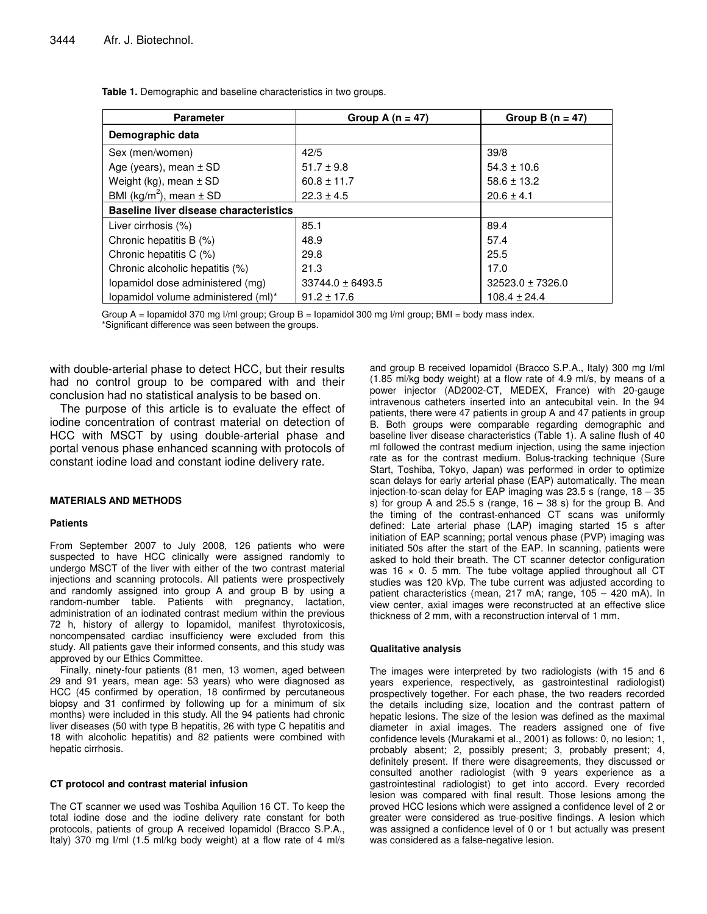**Table 1.** Demographic and baseline characteristics in two groups.

| Parameter | Group A (n = 47) | Group B (n = 47) |
|---|---|---|
| **Demographic data** | | |
| Sex (men/women) | 42/5 | 39/8 |
| Age (years), mean ± SD | 51.7 ± 9.8 | 54.3 ± 10.6 |
| Weight (kg), mean ± SD | 60.8 ± 11.7 | 58.6 ± 13.2 |
| BMI ($kg/m^2$), mean ± SD | 22.3 ± 4.5 | 20.6 ± 4.1 |
| **Baseline liver disease characteristics** | | |
| Liver cirrhosis (%) | 85.1 | 89.4 |
| Chronic hepatitis B (%) | 48.9 | 57.4 |
| Chronic hepatitis C (%) | 29.8 | 25.5 |
| Chronic alcoholic hepatitis (%) | 21.3 | 17.0 |
| Iopamidol dose administered (mg) | 33744.0 ± 6493.5 | 32523.0 ± 7326.0 |
| Iopamidol volume administered (ml)* | 91.2 ± 17.6 | 108.4 ± 24.4 |

Group A = Iopamidol 370 mg I/ml group; Group B = Iopamidol 300 mg I/ml group; BMI = body mass index.
*Significant difference was seen between the groups.

with double-arterial phase to detect HCC, but their results had no control group to be compared with and their conclusion had no statistical analysis to be based on.

The purpose of this article is to evaluate the effect of iodine concentration of contrast material on detection of HCC with MSCT by using double-arterial phase and portal venous phase enhanced scanning with protocols of constant iodine load and constant iodine delivery rate.

## MATERIALS AND METHODS

### Patients

From September 2007 to July 2008, 126 patients who were suspected to have HCC clinically were assigned randomly to undergo MSCT of the liver with either of the two contrast material injections and scanning protocols. All patients were prospectively and randomly assigned into group A and group B by using a random-number table. Patients with pregnancy, lactation, administration of an iodinated contrast medium within the previous 72 h, history of allergy to Iopamidol, manifest thyrotoxicosis, noncompensated cardiac insufficiency were excluded from this study. All patients gave their informed consents, and this study was approved by our Ethics Committee.

Finally, ninety-four patients (81 men, 13 women, aged between 29 and 91 years, mean age: 53 years) who were diagnosed as HCC (45 confirmed by operation, 18 confirmed by percutaneous biopsy and 31 confirmed by following up for a minimum of six months) were included in this study. All the 94 patients had chronic liver diseases (50 with type B hepatitis, 26 with type C hepatitis and 18 with alcoholic hepatitis) and 82 patients were combined with hepatic cirrhosis.

### CT protocol and contrast material infusion

The CT scanner we used was Toshiba Aquilion 16 CT. To keep the total iodine dose and the iodine delivery rate constant for both protocols, patients of group A received Iopamidol (Bracco S.P.A., Italy) 370 mg I/ml (1.5 ml/kg body weight) at a flow rate of 4 ml/s and group B received Iopamidol (Bracco S.P.A., Italy) 300 mg I/ml (1.85 ml/kg body weight) at a flow rate of 4.9 ml/s, by means of a power injector (AD2002-CT, MEDEX, France) with 20-gauge intravenous catheters inserted into an antecubital vein. In the 94 patients, there were 47 patients in group A and 47 patients in group B. Both groups were comparable regarding demographic and baseline liver disease characteristics (Table 1). A saline flush of 40 ml followed the contrast medium injection, using the same injection rate as for the contrast medium. Bolus-tracking technique (Sure Start, Toshiba, Tokyo, Japan) was performed in order to optimize scan delays for early arterial phase (EAP) automatically. The mean injection-to-scan delay for EAP imaging was 23.5 s (range, 18 – 35 s) for group A and 25.5 s (range, 16 – 38 s) for the group B. And the timing of the contrast-enhanced CT scans was uniformly defined: Late arterial phase (LAP) imaging started 15 s after initiation of EAP scanning; portal venous phase (PVP) imaging was initiated 50s after the start of the EAP. In scanning, patients were asked to hold their breath. The CT scanner detector configuration was 16 × 0. 5 mm. The tube voltage applied throughout all CT studies was 120 kVp. The tube current was adjusted according to patient characteristics (mean, 217 mA; range, 105 – 420 mA). In view center, axial images were reconstructed at an effective slice thickness of 2 mm, with a reconstruction interval of 1 mm.

### Qualitative analysis

The images were interpreted by two radiologists (with 15 and 6 years experience, respectively, as gastrointestinal radiologist) prospectively together. For each phase, the two readers recorded the details including size, location and the contrast pattern of hepatic lesions. The size of the lesion was defined as the maximal diameter in axial images. The readers assigned one of five confidence levels (Murakami et al., 2001) as follows: 0, no lesion; 1, probably absent; 2, possibly present; 3, probably present; 4, definitely present. If there were disagreements, they discussed or consulted another radiologist (with 9 years experience as a gastrointestinal radiologist) to get into accord. Every recorded lesion was compared with final result. Those lesions among the proved HCC lesions which were assigned a confidence level of 2 or greater were considered as true-positive findings. A lesion which was assigned a confidence level of 0 or 1 but actually was present was considered as a false-negative lesion.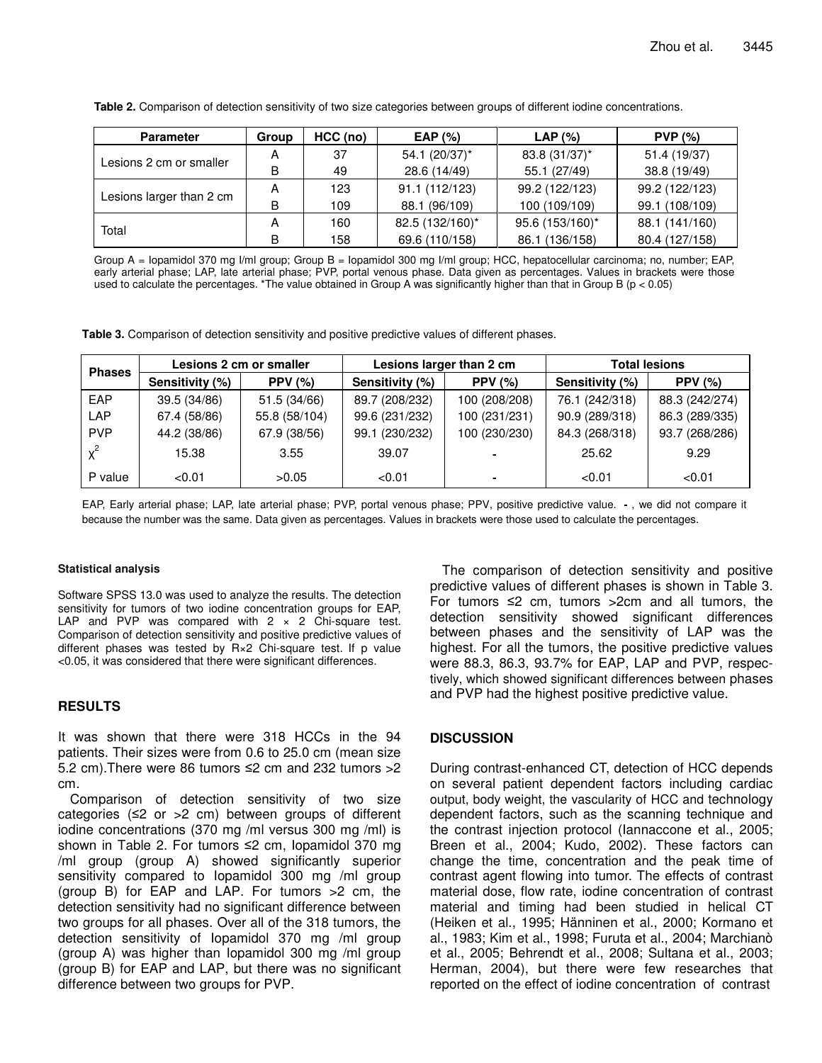**Table 2.** Comparison of detection sensitivity of two size categories between groups of different iodine concentrations.

| Parameter | Group | HCC (no) | EAP (%) | LAP (%) | PVP (%) |
|---|---|---|---|---|---|
| Lesions 2 cm or smaller | A | 37 | 54.1 (20/37)* | 83.8 (31/37)* | 51.4 (19/37) |
| | B | 49 | 28.6 (14/49) | 55.1 (27/49) | 38.8 (19/49) |
| Lesions larger than 2 cm | A | 123 | 91.1 (112/123) | 99.2 (122/123) | 99.2 (122/123) |
| | B | 109 | 88.1 (96/109) | 100 (109/109) | 99.1 (108/109) |
| Total | A | 160 | 82.5 (132/160)* | 95.6 (153/160)* | 88.1 (141/160) |
| | B | 158 | 69.6 (110/158) | 86.1 (136/158) | 80.4 (127/158) |

Group A = Iopamidol 370 mg I/ml group; Group B = Iopamidol 300 mg I/ml group; HCC, hepatocellular carcinoma; no, number; EAP, early arterial phase; LAP, late arterial phase; PVP, portal venous phase. Data given as percentages. Values in brackets were those used to calculate the percentages. *The value obtained in Group A was significantly higher than that in Group B ($p < 0.05$)

**Table 3.** Comparison of detection sensitivity and positive predictive values of different phases.

| Phases | Lesions 2 cm or smaller | | Lesions larger than 2 cm | | Total lesions | |
|---|---|---|---|---|---|---|
| | Sensitivity (%) | PPV (%) | Sensitivity (%) | PPV (%) | Sensitivity (%) | PPV (%) |
| EAP | 39.5 (34/86) | 51.5 (34/66) | 89.7 (208/232) | 100 (208/208) | 76.1 (242/318) | 88.3 (242/274) |
| LAP | 67.4 (58/86) | 55.8 (58/104) | 99.6 (231/232) | 100 (231/231) | 90.9 (289/318) | 86.3 (289/335) |
| PVP | 44.2 (38/86) | 67.9 (38/56) | 99.1 (230/232) | 100 (230/230) | 84.3 (268/318) | 93.7 (268/286) |
| $\chi^2$ | 15.38 | 3.55 | 39.07 | - | 25.62 | 9.29 |
| P value | <0.01 | >0.05 | <0.01 | - | <0.01 | <0.01 |

EAP, Early arterial phase; LAP, late arterial phase; PVP, portal venous phase; PPV, positive predictive value. - , we did not compare it because the number was the same. Data given as percentages. Values in brackets were those used to calculate the percentages.

#### Statistical analysis

Software SPSS 13.0 was used to analyze the results. The detection sensitivity for tumors of two iodine concentration groups for EAP, LAP and PVP was compared with 2 × 2 Chi-square test. Comparison of detection sensitivity and positive predictive values of different phases was tested by R×2 Chi-square test. If p value <0.05, it was considered that there were significant differences.

## RESULTS

It was shown that there were 318 HCCs in the 94 patients. Their sizes were from 0.6 to 25.0 cm (mean size 5.2 cm).There were 86 tumors ≤2 cm and 232 tumors >2 cm.

Comparison of detection sensitivity of two size categories (≤2 or >2 cm) between groups of different iodine concentrations (370 mg /ml versus 300 mg /ml) is shown in Table 2. For tumors ≤2 cm, Iopamidol 370 mg /ml group (group A) showed significantly superior sensitivity compared to Iopamidol 300 mg /ml group (group B) for EAP and LAP. For tumors >2 cm, the detection sensitivity had no significant difference between two groups for all phases. Over all of the 318 tumors, the detection sensitivity of Iopamidol 370 mg /ml group (group A) was higher than Iopamidol 300 mg /ml group (group B) for EAP and LAP, but there was no significant difference between two groups for PVP.

The comparison of detection sensitivity and positive predictive values of different phases is shown in Table 3. For tumors ≤2 cm, tumors >2cm and all tumors, the detection sensitivity showed significant differences between phases and the sensitivity of LAP was the highest. For all the tumors, the positive predictive values were 88.3, 86.3, 93.7% for EAP, LAP and PVP, respectively, which showed significant differences between phases and PVP had the highest positive predictive value.

## DISCUSSION

During contrast-enhanced CT, detection of HCC depends on several patient dependent factors including cardiac output, body weight, the vascularity of HCC and technology dependent factors, such as the scanning technique and the contrast injection protocol (Iannaccone et al., 2005; Breen et al., 2004; Kudo, 2002). These factors can change the time, concentration and the peak time of contrast agent flowing into tumor. The effects of contrast material dose, flow rate, iodine concentration of contrast material and timing had been studied in helical CT (Heiken et al., 1995; Hänninen et al., 2000; Kormano et al., 1983; Kim et al., 1998; Furuta et al., 2004; Marchianò et al., 2005; Behrendt et al., 2008; Sultana et al., 2003; Herman, 2004), but there were few researches that reported on the effect of iodine concentration of contrast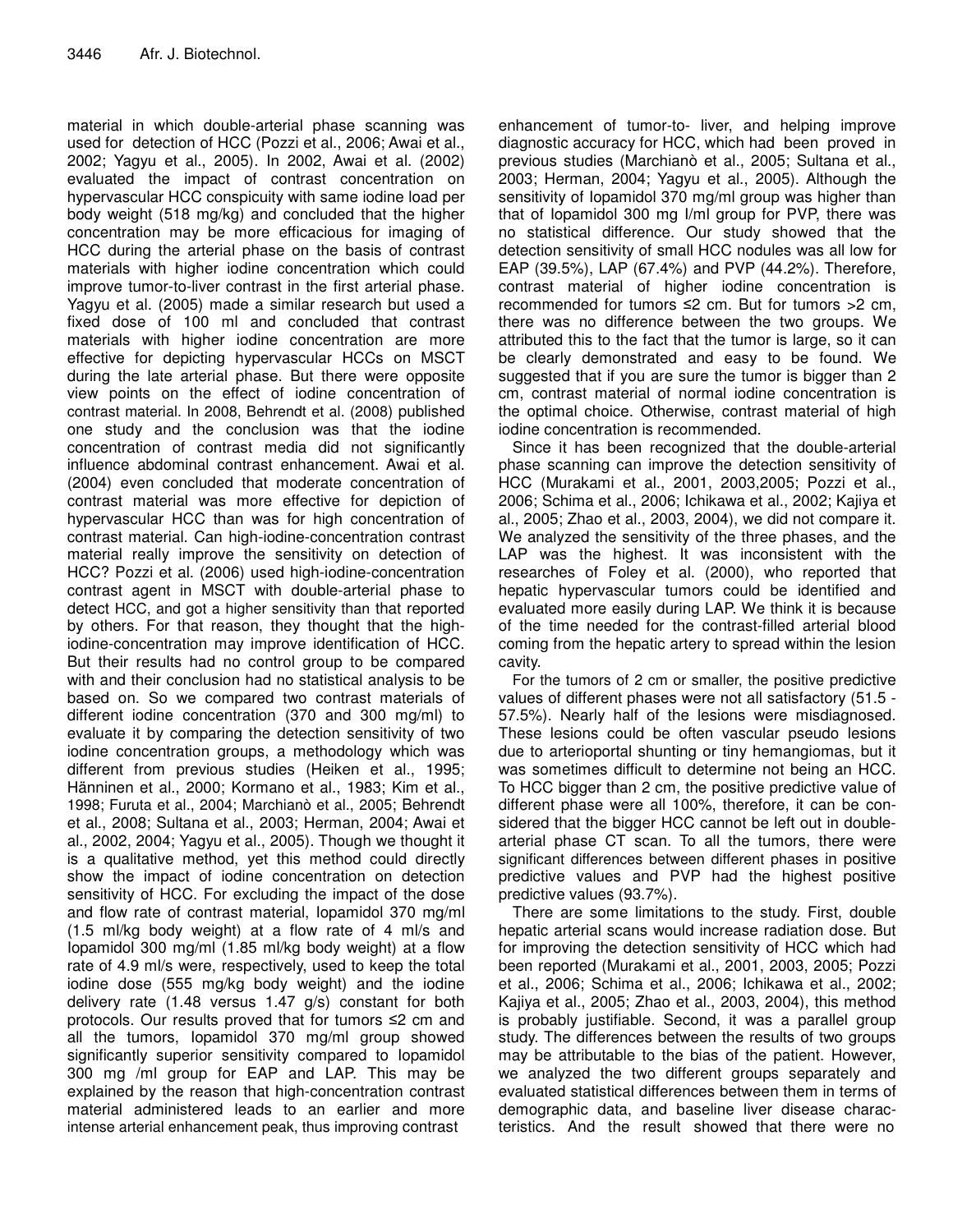material in which double-arterial phase scanning was used for detection of HCC (Pozzi et al., 2006; Awai et al., 2002; Yagyu et al., 2005). In 2002, Awai et al. (2002) evaluated the impact of contrast concentration on hypervascular HCC conspicuity with same iodine load per body weight (518 mg/kg) and concluded that the higher concentration may be more efficacious for imaging of HCC during the arterial phase on the basis of contrast materials with higher iodine concentration which could improve tumor-to-liver contrast in the first arterial phase. Yagyu et al. (2005) made a similar research but used a fixed dose of 100 ml and concluded that contrast materials with higher iodine concentration are more effective for depicting hypervascular HCCs on MSCT during the late arterial phase. But there were opposite view points on the effect of iodine concentration of contrast material. In 2008, Behrendt et al. (2008) published one study and the conclusion was that the iodine concentration of contrast media did not significantly influence abdominal contrast enhancement. Awai et al. (2004) even concluded that moderate concentration of contrast material was more effective for depiction of hypervascular HCC than was for high concentration of contrast material. Can high-iodine-concentration contrast material really improve the sensitivity on detection of HCC? Pozzi et al. (2006) used high-iodine-concentration contrast agent in MSCT with double-arterial phase to detect HCC, and got a higher sensitivity than that reported by others. For that reason, they thought that the high-iodine-concentration may improve identification of HCC. But their results had no control group to be compared with and their conclusion had no statistical analysis to be based on. So we compared two contrast materials of different iodine concentration (370 and 300 mg/ml) to evaluate it by comparing the detection sensitivity of two iodine concentration groups, a methodology which was different from previous studies (Heiken et al., 1995; Hänninen et al., 2000; Kormano et al., 1983; Kim et al., 1998; Furuta et al., 2004; Marchianò et al., 2005; Behrendt et al., 2008; Sultana et al., 2003; Herman, 2004; Awai et al., 2002, 2004; Yagyu et al., 2005). Though we thought it is a qualitative method, yet this method could directly show the impact of iodine concentration on detection sensitivity of HCC. For excluding the impact of the dose and flow rate of contrast material, Iopamidol 370 mg/ml (1.5 ml/kg body weight) at a flow rate of 4 ml/s and Iopamidol 300 mg/ml (1.85 ml/kg body weight) at a flow rate of 4.9 ml/s were, respectively, used to keep the total iodine dose (555 mg/kg body weight) and the iodine delivery rate (1.48 versus 1.47 g/s) constant for both protocols. Our results proved that for tumors ≤2 cm and all the tumors, Iopamidol 370 mg/ml group showed significantly superior sensitivity compared to Iopamidol 300 mg /ml group for EAP and LAP. This may be explained by the reason that high-concentration contrast material administered leads to an earlier and more intense arterial enhancement peak, thus improving contrast enhancement of tumor-to- liver, and helping improve diagnostic accuracy for HCC, which had been proved in previous studies (Marchianò et al., 2005; Sultana et al., 2003; Herman, 2004; Yagyu et al., 2005). Although the sensitivity of Iopamidol 370 mg/ml group was higher than that of Iopamidol 300 mg I/ml group for PVP, there was no statistical difference. Our study showed that the detection sensitivity of small HCC nodules was all low for EAP (39.5%), LAP (67.4%) and PVP (44.2%). Therefore, contrast material of higher iodine concentration is recommended for tumors ≤2 cm. But for tumors >2 cm, there was no difference between the two groups. We attributed this to the fact that the tumor is large, so it can be clearly demonstrated and easy to be found. We suggested that if you are sure the tumor is bigger than 2 cm, contrast material of normal iodine concentration is the optimal choice. Otherwise, contrast material of high iodine concentration is recommended.

Since it has been recognized that the double-arterial phase scanning can improve the detection sensitivity of HCC (Murakami et al., 2001, 2003,2005; Pozzi et al., 2006; Schima et al., 2006; Ichikawa et al., 2002; Kajiya et al., 2005; Zhao et al., 2003, 2004), we did not compare it. We analyzed the sensitivity of the three phases, and the LAP was the highest. It was inconsistent with the researches of Foley et al. (2000), who reported that hepatic hypervascular tumors could be identified and evaluated more easily during LAP. We think it is because of the time needed for the contrast-filled arterial blood coming from the hepatic artery to spread within the lesion cavity.

For the tumors of 2 cm or smaller, the positive predictive values of different phases were not all satisfactory (51.5 - 57.5%). Nearly half of the lesions were misdiagnosed. These lesions could be often vascular pseudo lesions due to arterioportal shunting or tiny hemangiomas, but it was sometimes difficult to determine not being an HCC. To HCC bigger than 2 cm, the positive predictive value of different phase were all 100%, therefore, it can be considered that the bigger HCC cannot be left out in double-arterial phase CT scan. To all the tumors, there were significant differences between different phases in positive predictive values and PVP had the highest positive predictive values (93.7%).

There are some limitations to the study. First, double hepatic arterial scans would increase radiation dose. But for improving the detection sensitivity of HCC which had been reported (Murakami et al., 2001, 2003, 2005; Pozzi et al., 2006; Schima et al., 2006; Ichikawa et al., 2002; Kajiya et al., 2005; Zhao et al., 2003, 2004), this method is probably justifiable. Second, it was a parallel group study. The differences between the results of two groups may be attributable to the bias of the patient. However, we analyzed the two different groups separately and evaluated statistical differences between them in terms of demographic data, and baseline liver disease characteristics. And the result showed that there were no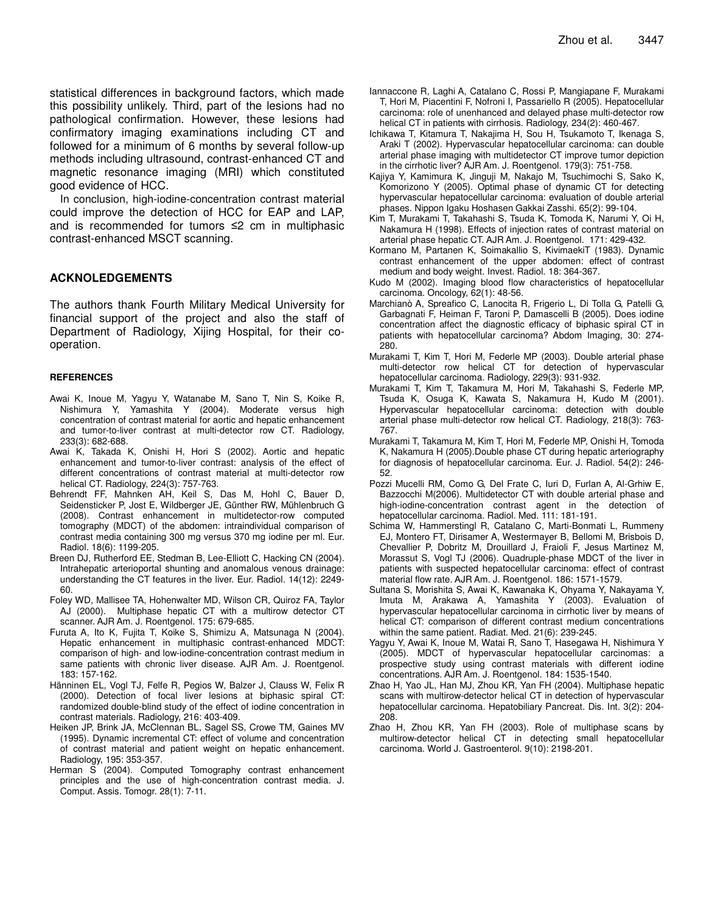statistical differences in background factors, which made this possibility unlikely. Third, part of the lesions had no pathological confirmation. However, these lesions had confirmatory imaging examinations including CT and followed for a minimum of 6 months by several follow-up methods including ultrasound, contrast-enhanced CT and magnetic resonance imaging (MRI) which constituted good evidence of HCC.

In conclusion, high-iodine-concentration contrast material could improve the detection of HCC for EAP and LAP, and is recommended for tumors ≤2 cm in multiphasic contrast-enhanced MSCT scanning.

## ACKNOLEDGEMENTS

The authors thank Fourth Military Medical University for financial support of the project and also the staff of Department of Radiology, Xijing Hospital, for their co-operation.

### REFERENCES

Awai K, Inoue M, Yagyu Y, Watanabe M, Sano T, Nin S, Koike R, Nishimura Y, Yamashita Y (2004). Moderate versus high concentration of contrast material for aortic and hepatic enhancement and tumor-to-liver contrast at multi-detector row CT. Radiology, 233(3): 682-688.

Awai K, Takada K, Onishi H, Hori S (2002). Aortic and hepatic enhancement and tumor-to-liver contrast: analysis of the effect of different concentrations of contrast material at multi-detector row helical CT. Radiology, 224(3): 757-763.

Behrendt FF, Mahnken AH, Keil S, Das M, Hohl C, Bauer D, Seidensticker P, Jost E, Wildberger JE, Günther RW, Mühlenbruch G (2008). Contrast enhancement in multidetector-row computed tomography (MDCT) of the abdomen: intraindividual comparison of contrast media containing 300 mg versus 370 mg iodine per ml. Eur. Radiol. 18(6): 1199-205.

Breen DJ, Rutherford EE, Stedman B, Lee-Elliott C, Hacking CN (2004). Intrahepatic arterioportal shunting and anomalous venous drainage: understanding the CT features in the liver. Eur. Radiol. 14(12): 2249-60.

Foley WD, Mallisee TA, Hohenwalter MD, Wilson CR, Quiroz FA, Taylor AJ (2000). Multiphase hepatic CT with a multirow detector CT scanner. AJR Am. J. Roentgenol. 175: 679-685.

Furuta A, Ito K, Fujita T, Koike S, Shimizu A, Matsunaga N (2004). Hepatic enhancement in multiphasic contrast-enhanced MDCT: comparison of high- and low-iodine-concentration contrast medium in same patients with chronic liver disease. AJR Am. J. Roentgenol. 183: 157-162.

Hänninen EL, Vogl TJ, Felfe R, Pegios W, Balzer J, Clauss W, Felix R (2000). Detection of focal liver lesions at biphasic spiral CT: randomized double-blind study of the effect of iodine concentration in contrast materials. Radiology, 216: 403-409.

Heiken JP, Brink JA, McClennan BL, Sagel SS, Crowe TM, Gaines MV (1995). Dynamic incremental CT: effect of volume and concentration of contrast material and patient weight on hepatic enhancement. Radiology, 195: 353-357.

Herman S (2004). Computed Tomography contrast enhancement principles and the use of high-concentration contrast media. J. Comput. Assis. Tomogr. 28(1): 7-11.

Iannaccone R, Laghi A, Catalano C, Rossi P, Mangiapane F, Murakami T, Hori M, Piacentini F, Nofroni I, Passariello R (2005). Hepatocellular carcinoma: role of unenhanced and delayed phase multi-detector row helical CT in patients with cirrhosis. Radiology, 234(2): 460-467.

Ichikawa T, Kitamura T, Nakajima H, Sou H, Tsukamoto T, Ikenaga S, Araki T (2002). Hypervascular hepatocellular carcinoma: can double arterial phase imaging with multidetector CT improve tumor depiction in the cirrhotic liver? AJR Am. J. Roentgenol. 179(3): 751-758.

Kajiya Y, Kamimura K, Jinguji M, Nakajo M, Tsuchimochi S, Sako K, Komorizono Y (2005). Optimal phase of dynamic CT for detecting hypervascular hepatocellular carcinoma: evaluation of double arterial phases. Nippon Igaku Hoshasen Gakkai Zasshi. 65(2): 99-104.

Kim T, Murakami T, Takahashi S, Tsuda K, Tomoda K, Narumi Y, Oi H, Nakamura H (1998). Effects of injection rates of contrast material on arterial phase hepatic CT. AJR Am. J. Roentgenol. 171: 429-432.

Kormano M, Partanen K, Soimakallio S, KivimaekiT (1983). Dynamic contrast enhancement of the upper abdomen: effect of contrast medium and body weight. Invest. Radiol. 18: 364-367.

Kudo M (2002). Imaging blood flow characteristics of hepatocellular carcinoma. Oncology, 62(1): 48-56.

Marchianò A, Spreafico C, Lanocita R, Frigerio L, Di Tolla G, Patelli G, Garbagnati F, Heiman F, Taroni P, Damascelli B (2005). Does iodine concentration affect the diagnostic efficacy of biphasic spiral CT in patients with hepatocellular carcinoma? Abdom Imaging, 30: 274-280.

Murakami T, Kim T, Hori M, Federle MP (2003). Double arterial phase multi-detector row helical CT for detection of hypervascular hepatocellular carcinoma. Radiology, 229(3): 931-932.

Murakami T, Kim T, Takamura M, Hori M, Takahashi S, Federle MP, Tsuda K, Osuga K, Kawata S, Nakamura H, Kudo M (2001). Hypervascular hepatocellular carcinoma: detection with double arterial phase multi-detector row helical CT. Radiology, 218(3): 763-767.

Murakami T, Takamura M, Kim T, Hori M, Federle MP, Onishi H, Tomoda K, Nakamura H (2005).Double phase CT during hepatic arteriography for diagnosis of hepatocellular carcinoma. Eur. J. Radiol. 54(2): 246-52.

Pozzi Mucelli RM, Como G, Del Frate C, Iuri D, Furlan A, Al-Grhiw E, Bazzocchi M(2006). Multidetector CT with double arterial phase and high-iodine-concentration contrast agent in the detection of hepatocellular carcinoma. Radiol. Med. 111: 181-191.

Schima W, Hammerstingl R, Catalano C, Marti-Bonmati L, Rummeny EJ, Montero FT, Dirisamer A, Westermayer B, Bellomi M, Brisbois D, Chevallier P, Dobritz M, Drouillard J, Fraioli F, Jesus Martinez M, Morassut S, Vogl TJ (2006). Quadruple-phase MDCT of the liver in patients with suspected hepatocellular carcinoma: effect of contrast material flow rate. AJR Am. J. Roentgenol. 186: 1571-1579.

Sultana S, Morishita S, Awai K, Kawanaka K, Ohyama Y, Nakayama Y, Imuta M, Arakawa A, Yamashita Y (2003). Evaluation of hypervascular hepatocellular carcinoma in cirrhotic liver by means of helical CT: comparison of different contrast medium concentrations within the same patient. Radiat. Med. 21(6): 239-245.

Yagyu Y, Awai K, Inoue M, Watai R, Sano T, Hasegawa H, Nishimura Y (2005). MDCT of hypervascular hepatocellular carcinomas: a prospective study using contrast materials with different iodine concentrations. AJR Am. J. Roentgenol. 184: 1535-1540.

Zhao H, Yao JL, Han MJ, Zhou KR, Yan FH (2004). Multiphase hepatic scans with multirow-detector helical CT in detection of hypervascular hepatocellular carcinoma. Hepatobiliary Pancreat. Dis. Int. 3(2): 204-208.

Zhao H, Zhou KR, Yan FH (2003). Role of multiphase scans by multirow-detector helical CT in detecting small hepatocellular carcinoma. World J. Gastroenterol. 9(10): 2198-201.